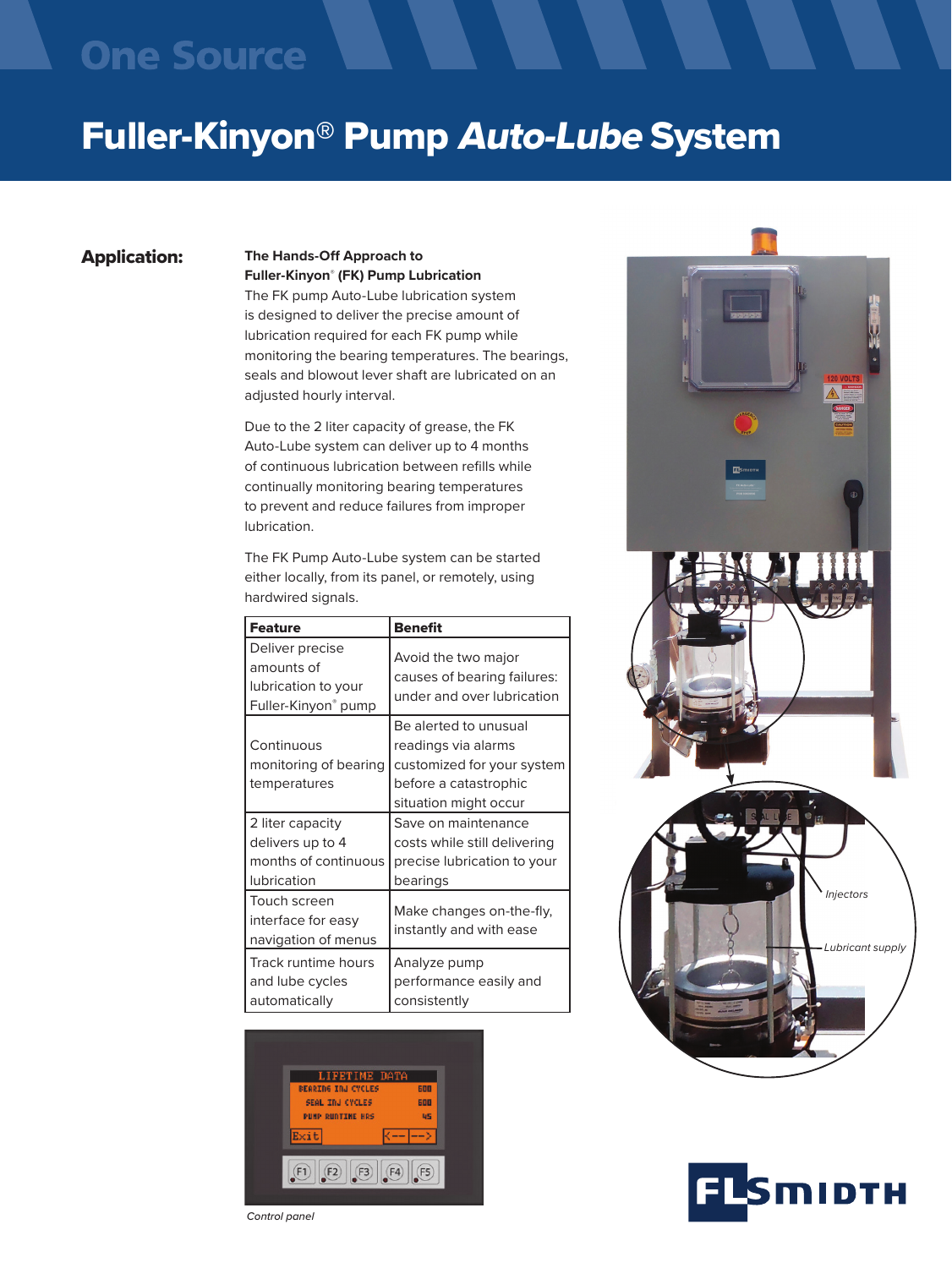One Source

# Fuller-Kinyon® Pump *Auto-Lube* System

## Application:

**The Hands-Off Approach to Fuller-Kinyon® (FK) Pump Lubrication**

The FK pump Auto-Lube lubrication system is designed to deliver the precise amount of lubrication required for each FK pump while monitoring the bearing temperatures. The bearings, seals and blowout lever shaft are lubricated on an adjusted hourly interval.

Due to the 2 liter capacity of grease, the FK Auto-Lube system can deliver up to 4 months of continuous lubrication between refills while continually monitoring bearing temperatures to prevent and reduce failures from improper lubrication.

The FK Pump Auto-Lube system can be started either locally, from its panel, or remotely, using hardwired signals.

| Feature | Benefit |
|---|---|
| Deliver precise amounts of lubrication to your Fuller-Kinyon® pump | Avoid the two major causes of bearing failures: under and over lubrication |
| Continuous monitoring of bearing temperatures | Be alerted to unusual readings via alarms customized for your system before a catastrophic situation might occur |
| 2 liter capacity delivers up to 4 months of continuous lubrication | Save on maintenance costs while still delivering precise lubrication to your bearings |
| Touch screen interface for easy navigation of menus | Make changes on-the-fly, instantly and with ease |
| Track runtime hours and lube cycles automatically | Analyze pump performance easily and consistently |

*Control panel*

*Injectors*

*Lubricant supply*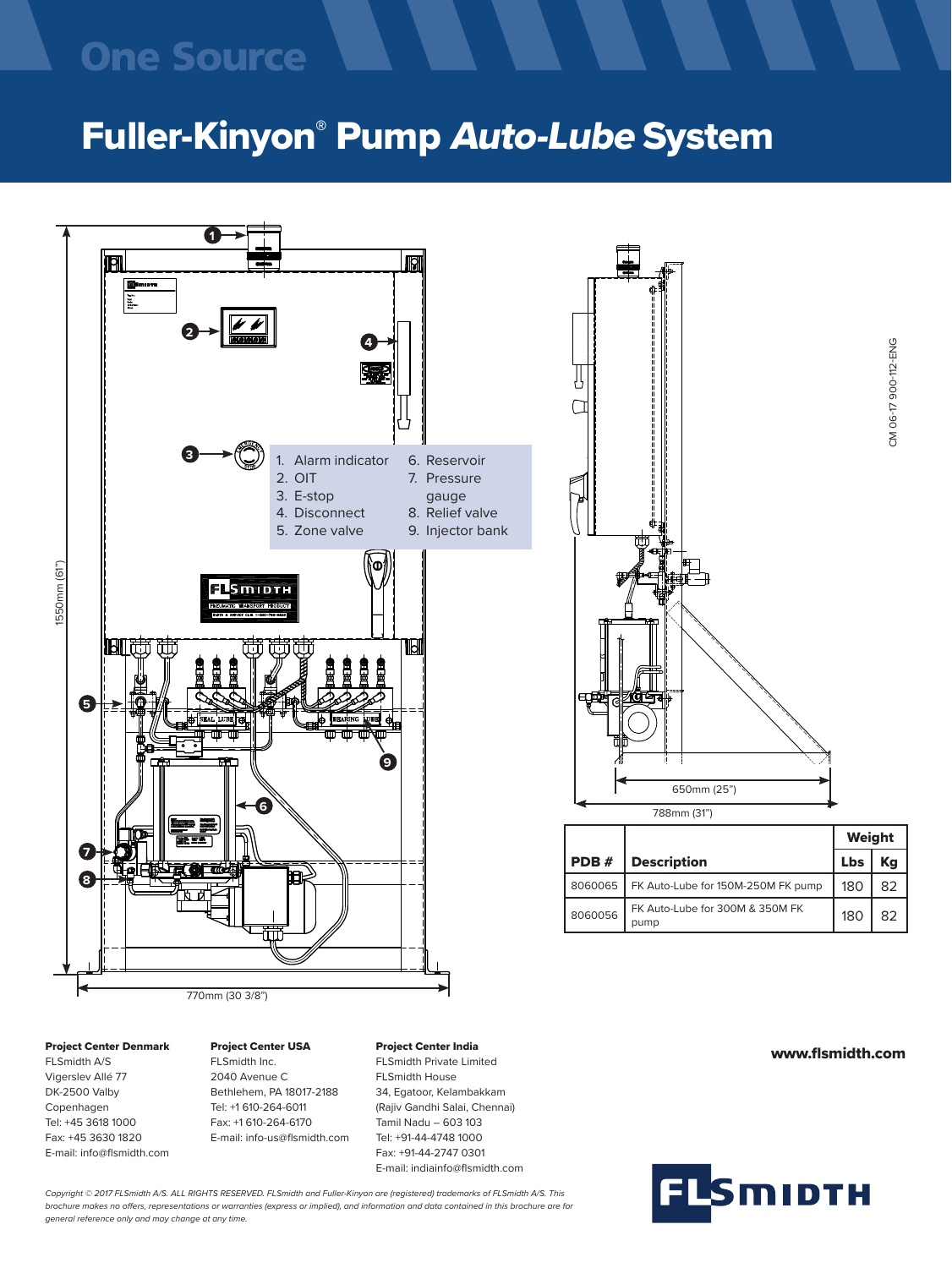One Source

# Fuller-Kinyon® Pump *Auto-Lube* System

1. Alarm indicator
2. OIT
3. E-stop
4. Disconnect
5. Zone valve
6. Reservoir
7. Pressure gauge
8. Relief valve
9. Injector bank

1550mm (61")

770mm (30 3/8")

650mm (25")

788mm (31")

| PDB # | Description | Weight | |
|---|---|---|---|
| | | Lbs | Kg |
| 8060065 | FK Auto-Lube for 150M-250M FK pump | 180 | 82 |
| 8060056 | FK Auto-Lube for 300M & 350M FK pump | 180 | 82 |

CM 06-17 900-112-ENG

**Project Center Denmark**
FLSmidth A/S
Vigerslev Allé 77
DK-2500 Valby
Copenhagen
Tel: +45 3618 1000
Fax: +45 3630 1820
E-mail: info@flsmidth.com

**Project Center USA**
FLSmidth Inc.
2040 Avenue C
Bethlehem, PA 18017-2188
Tel: +1 610-264-6011
Fax: +1 610-264-6170
E-mail: info-us@flsmidth.com

**Project Center India**
FLSmidth Private Limited
FLSmidth House
34, Egatoor, Kelambakkam
(Rajiv Gandhi Salai, Chennai)
Tamil Nadu – 603 103
Tel: +91-44-4748 1000
Fax: +91-44-2747 0301
E-mail: indiainfo@flsmidth.com

**www.flsmidth.com**

*Copyright © 2017 FLSmidth A/S. ALL RIGHTS RESERVED. FLSmidth and Fuller-Kinyon are (registered) trademarks of FLSmidth A/S. This brochure makes no offers, representations or warranties (express or implied), and information and data contained in this brochure are for general reference only and may change at any time.*